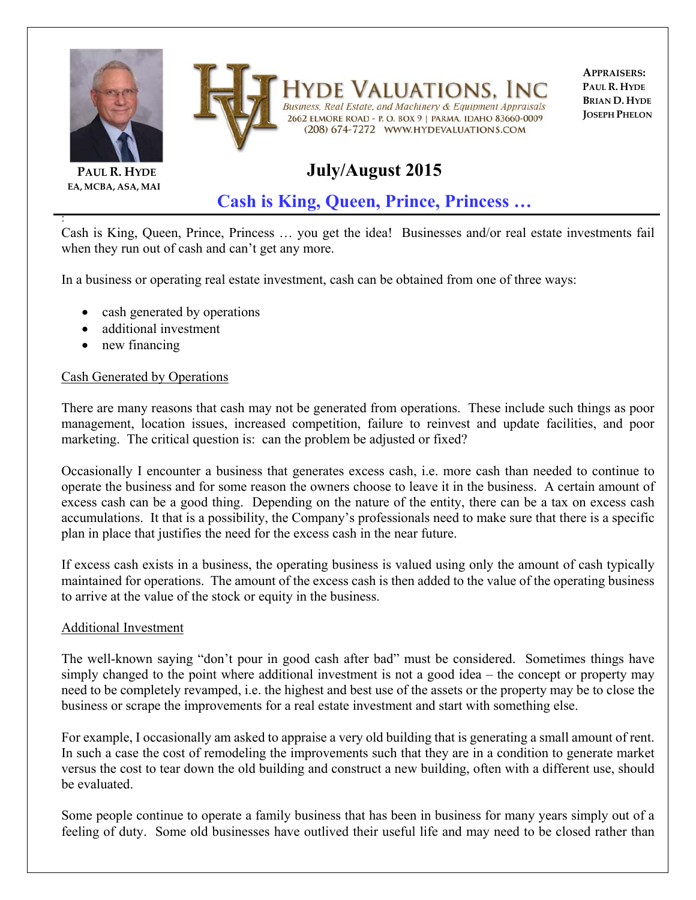**HYDE VALUATIONS, INC**

*Business, Real Estate, and Machinery & Equipment Appraisals*

2662 ELMORE ROAD - P. O. BOX 9 | PARMA, IDAHO 83660-0009

(208) 674-7272 WWW.HYDEVALUATIONS.COM

**APPRAISERS:**
**PAUL R. HYDE**
**BRIAN D. HYDE**
**JOSEPH PHELON**

**PAUL R. HYDE**
**EA, MCBA, ASA, MAI**

# July/August 2015

## Cash is King, Queen, Prince, Princess …

Cash is King, Queen, Prince, Princess … you get the idea! Businesses and/or real estate investments fail when they run out of cash and can't get any more.

In a business or operating real estate investment, cash can be obtained from one of three ways:

- cash generated by operations
- additional investment
- new financing

<u>Cash Generated by Operations</u>

There are many reasons that cash may not be generated from operations. These include such things as poor management, location issues, increased competition, failure to reinvest and update facilities, and poor marketing. The critical question is: can the problem be adjusted or fixed?

Occasionally I encounter a business that generates excess cash, i.e. more cash than needed to continue to operate the business and for some reason the owners choose to leave it in the business. A certain amount of excess cash can be a good thing. Depending on the nature of the entity, there can be a tax on excess cash accumulations. It that is a possibility, the Company's professionals need to make sure that there is a specific plan in place that justifies the need for the excess cash in the near future.

If excess cash exists in a business, the operating business is valued using only the amount of cash typically maintained for operations. The amount of the excess cash is then added to the value of the operating business to arrive at the value of the stock or equity in the business.

<u>Additional Investment</u>

The well-known saying "don't pour in good cash after bad" must be considered. Sometimes things have simply changed to the point where additional investment is not a good idea – the concept or property may need to be completely revamped, i.e. the highest and best use of the assets or the property may be to close the business or scrape the improvements for a real estate investment and start with something else.

For example, I occasionally am asked to appraise a very old building that is generating a small amount of rent. In such a case the cost of remodeling the improvements such that they are in a condition to generate market versus the cost to tear down the old building and construct a new building, often with a different use, should be evaluated.

Some people continue to operate a family business that has been in business for many years simply out of a feeling of duty. Some old businesses have outlived their useful life and may need to be closed rather than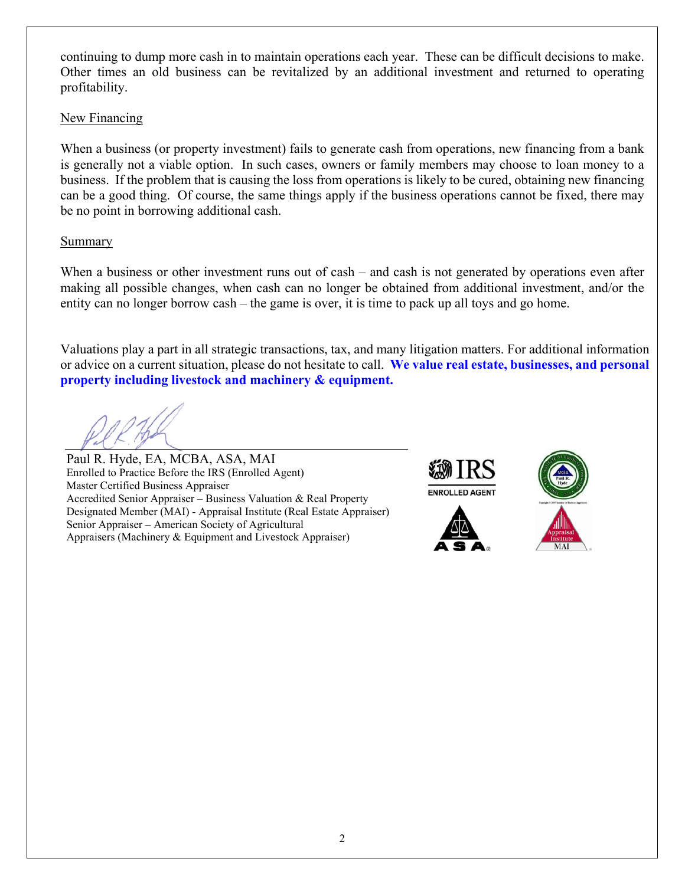continuing to dump more cash in to maintain operations each year. These can be difficult decisions to make. Other times an old business can be revitalized by an additional investment and returned to operating profitability.

## New Financing

When a business (or property investment) fails to generate cash from operations, new financing from a bank is generally not a viable option. In such cases, owners or family members may choose to loan money to a business. If the problem that is causing the loss from operations is likely to be cured, obtaining new financing can be a good thing. Of course, the same things apply if the business operations cannot be fixed, there may be no point in borrowing additional cash.

## Summary

When a business or other investment runs out of cash – and cash is not generated by operations even after making all possible changes, when cash can no longer be obtained from additional investment, and/or the entity can no longer borrow cash – the game is over, it is time to pack up all toys and go home.

Valuations play a part in all strategic transactions, tax, and many litigation matters. For additional information or advice on a current situation, please do not hesitate to call. **We value real estate, businesses, and personal property including livestock and machinery & equipment.**

Paul R. Hyde, EA, MCBA, ASA, MAI
Enrolled to Practice Before the IRS (Enrolled Agent)
Master Certified Business Appraiser
Accredited Senior Appraiser – Business Valuation & Real Property
Designated Member (MAI) - Appraisal Institute (Real Estate Appraiser)
Senior Appraiser – American Society of Agricultural Appraisers (Machinery & Equipment and Livestock Appraiser)